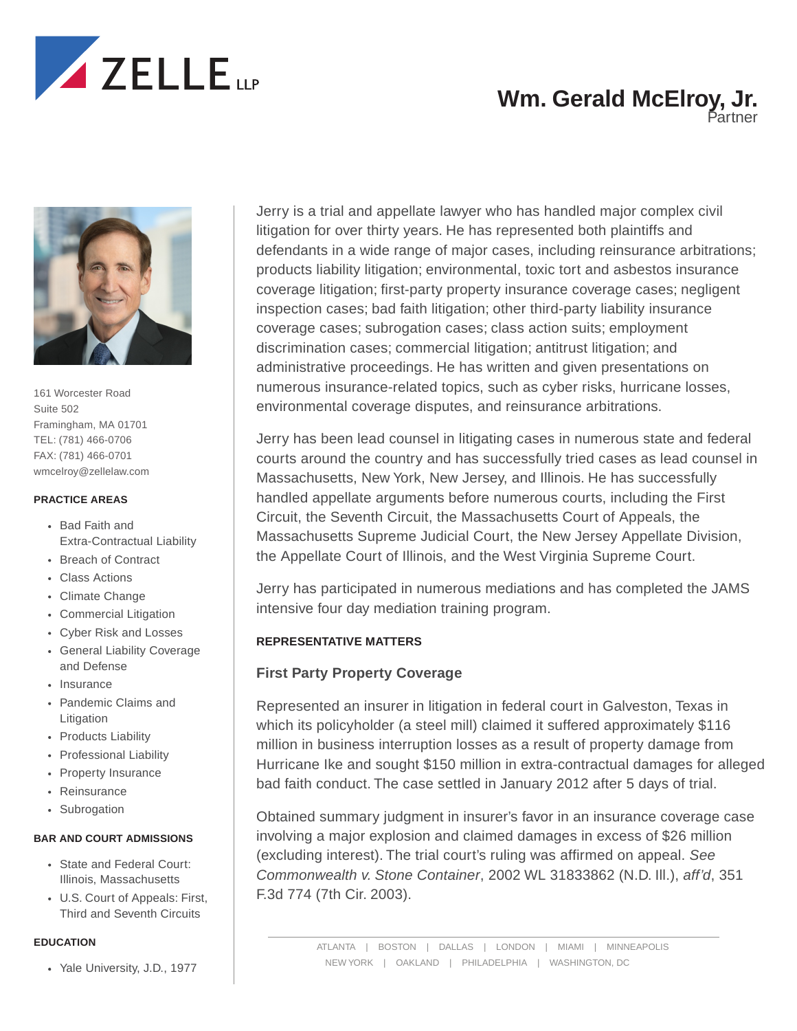# Wm. Gerald McElroy, Jr.

Partner

161 Worcester Road
Suite 502
Framingham, MA 01701
TEL: (781) 466-0706
FAX: (781) 466-0701
wmcelroy@zellelaw.com

**PRACTICE AREAS**

- Bad Faith and Extra-Contractual Liability
- Breach of Contract
- Class Actions
- Climate Change
- Commercial Litigation
- Cyber Risk and Losses
- General Liability Coverage and Defense
- Insurance
- Pandemic Claims and Litigation
- Products Liability
- Professional Liability
- Property Insurance
- Reinsurance
- Subrogation

**BAR AND COURT ADMISSIONS**

- State and Federal Court: Illinois, Massachusetts
- U.S. Court of Appeals: First, Third and Seventh Circuits

**EDUCATION**

- Yale University, J.D., 1977

Jerry is a trial and appellate lawyer who has handled major complex civil litigation for over thirty years. He has represented both plaintiffs and defendants in a wide range of major cases, including reinsurance arbitrations; products liability litigation; environmental, toxic tort and asbestos insurance coverage litigation; first-party property insurance coverage cases; negligent inspection cases; bad faith litigation; other third-party liability insurance coverage cases; subrogation cases; class action suits; employment discrimination cases; commercial litigation; antitrust litigation; and administrative proceedings. He has written and given presentations on numerous insurance-related topics, such as cyber risks, hurricane losses, environmental coverage disputes, and reinsurance arbitrations.

Jerry has been lead counsel in litigating cases in numerous state and federal courts around the country and has successfully tried cases as lead counsel in Massachusetts, New York, New Jersey, and Illinois. He has successfully handled appellate arguments before numerous courts, including the First Circuit, the Seventh Circuit, the Massachusetts Court of Appeals, the Massachusetts Supreme Judicial Court, the New Jersey Appellate Division, the Appellate Court of Illinois, and the West Virginia Supreme Court.

Jerry has participated in numerous mediations and has completed the JAMS intensive four day mediation training program.

## REPRESENTATIVE MATTERS

### First Party Property Coverage

Represented an insurer in litigation in federal court in Galveston, Texas in which its policyholder (a steel mill) claimed it suffered approximately $116 million in business interruption losses as a result of property damage from Hurricane Ike and sought $150 million in extra-contractual damages for alleged bad faith conduct. The case settled in January 2012 after 5 days of trial.

Obtained summary judgment in insurer's favor in an insurance coverage case involving a major explosion and claimed damages in excess of $26 million (excluding interest). The trial court's ruling was affirmed on appeal. *See Commonwealth v. Stone Container*, 2002 WL 31833862 (N.D. Ill.), *aff'd*, 351 F.3d 774 (7th Cir. 2003).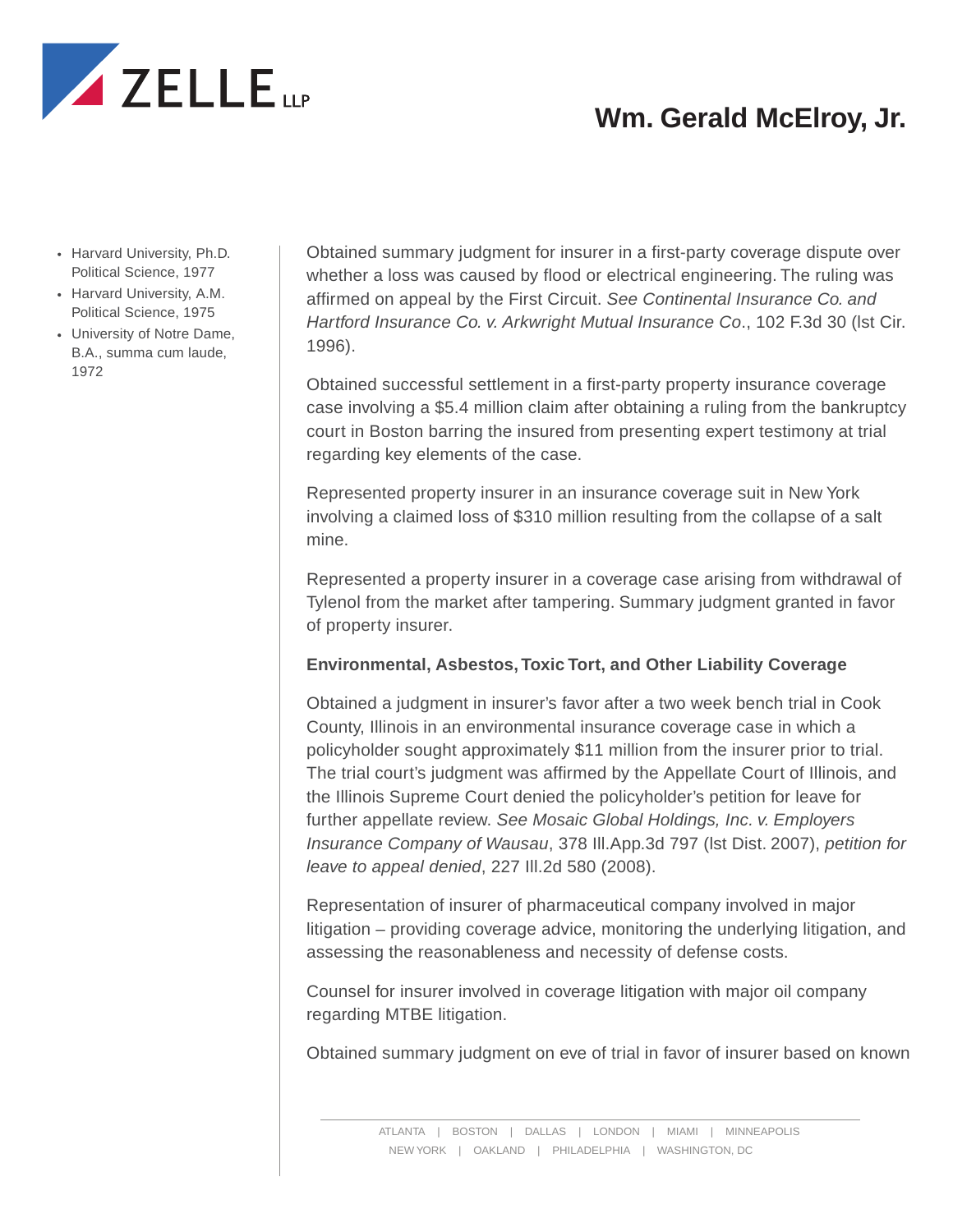# Wm. Gerald McElroy, Jr.

- Harvard University, Ph.D. Political Science, 1977
- Harvard University, A.M. Political Science, 1975
- University of Notre Dame, B.A., summa cum laude, 1972

Obtained summary judgment for insurer in a first-party coverage dispute over whether a loss was caused by flood or electrical engineering. The ruling was affirmed on appeal by the First Circuit. *See Continental Insurance Co. and Hartford Insurance Co. v. Arkwright Mutual Insurance Co*., 102 F.3d 30 (lst Cir. 1996).

Obtained successful settlement in a first-party property insurance coverage case involving a $5.4 million claim after obtaining a ruling from the bankruptcy court in Boston barring the insured from presenting expert testimony at trial regarding key elements of the case.

Represented property insurer in an insurance coverage suit in New York involving a claimed loss of $310 million resulting from the collapse of a salt mine.

Represented a property insurer in a coverage case arising from withdrawal of Tylenol from the market after tampering. Summary judgment granted in favor of property insurer.

**Environmental, Asbestos, Toxic Tort, and Other Liability Coverage**

Obtained a judgment in insurer's favor after a two week bench trial in Cook County, Illinois in an environmental insurance coverage case in which a policyholder sought approximately $11 million from the insurer prior to trial. The trial court's judgment was affirmed by the Appellate Court of Illinois, and the Illinois Supreme Court denied the policyholder's petition for leave for further appellate review. *See Mosaic Global Holdings, Inc. v. Employers Insurance Company of Wausau*, 378 Ill.App.3d 797 (lst Dist. 2007), *petition for leave to appeal denied*, 227 Ill.2d 580 (2008).

Representation of insurer of pharmaceutical company involved in major litigation – providing coverage advice, monitoring the underlying litigation, and assessing the reasonableness and necessity of defense costs.

Counsel for insurer involved in coverage litigation with major oil company regarding MTBE litigation.

Obtained summary judgment on eve of trial in favor of insurer based on known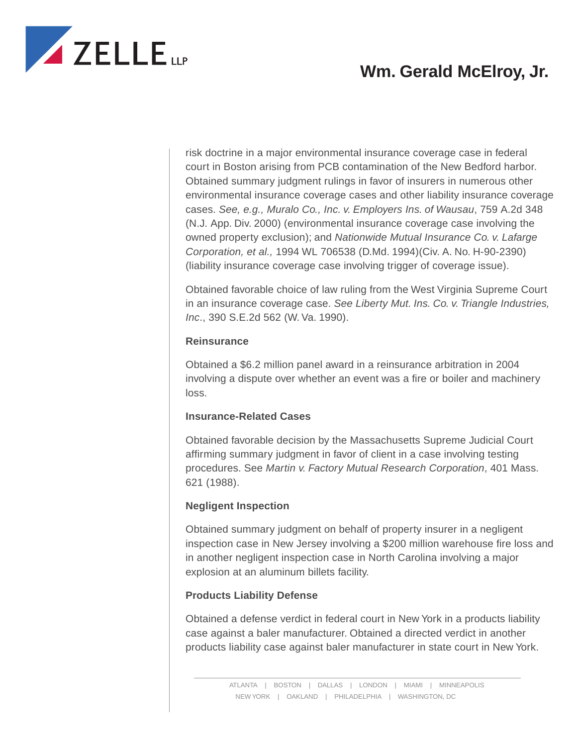risk doctrine in a major environmental insurance coverage case in federal court in Boston arising from PCB contamination of the New Bedford harbor. Obtained summary judgment rulings in favor of insurers in numerous other environmental insurance coverage cases and other liability insurance coverage cases. *See, e.g., Muralo Co., Inc. v. Employers Ins. of Wausau*, 759 A.2d 348 (N.J. App. Div. 2000) (environmental insurance coverage case involving the owned property exclusion); and *Nationwide Mutual Insurance Co. v. Lafarge Corporation, et al.,* 1994 WL 706538 (D.Md. 1994)(Civ. A. No. H-90-2390) (liability insurance coverage case involving trigger of coverage issue).

Obtained favorable choice of law ruling from the West Virginia Supreme Court in an insurance coverage case. *See Liberty Mut. Ins. Co. v. Triangle Industries, Inc*., 390 S.E.2d 562 (W. Va. 1990).

**Reinsurance**

Obtained a $6.2 million panel award in a reinsurance arbitration in 2004 involving a dispute over whether an event was a fire or boiler and machinery loss.

**Insurance-Related Cases**

Obtained favorable decision by the Massachusetts Supreme Judicial Court affirming summary judgment in favor of client in a case involving testing procedures. See *Martin v. Factory Mutual Research Corporation*, 401 Mass. 621 (1988).

**Negligent Inspection**

Obtained summary judgment on behalf of property insurer in a negligent inspection case in New Jersey involving a $200 million warehouse fire loss and in another negligent inspection case in North Carolina involving a major explosion at an aluminum billets facility.

**Products Liability Defense**

Obtained a defense verdict in federal court in New York in a products liability case against a baler manufacturer. Obtained a directed verdict in another products liability case against baler manufacturer in state court in New York.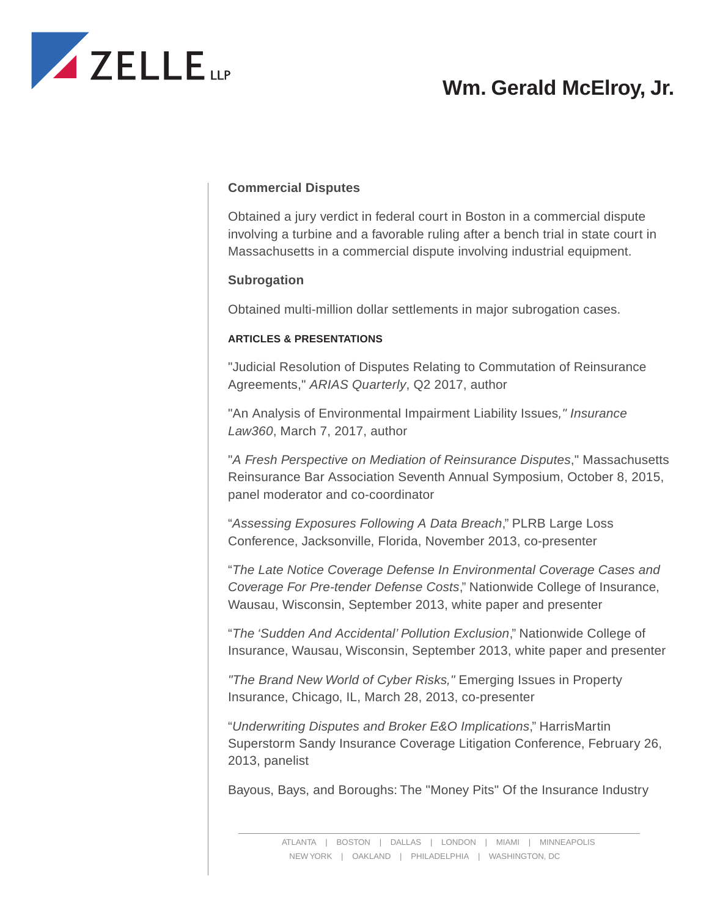### Commercial Disputes

Obtained a jury verdict in federal court in Boston in a commercial dispute involving a turbine and a favorable ruling after a bench trial in state court in Massachusetts in a commercial dispute involving industrial equipment.

### Subrogation

Obtained multi-million dollar settlements in major subrogation cases.

#### ARTICLES & PRESENTATIONS

"Judicial Resolution of Disputes Relating to Commutation of Reinsurance Agreements," *ARIAS Quarterly*, Q2 2017, author

"An Analysis of Environmental Impairment Liability Issues*," Insurance Law360*, March 7, 2017, author

"*A Fresh Perspective on Mediation of Reinsurance Disputes*," Massachusetts Reinsurance Bar Association Seventh Annual Symposium, October 8, 2015, panel moderator and co-coordinator

"*Assessing Exposures Following A Data Breach*," PLRB Large Loss Conference, Jacksonville, Florida, November 2013, co-presenter

"*The Late Notice Coverage Defense In Environmental Coverage Cases and Coverage For Pre-tender Defense Costs*," Nationwide College of Insurance, Wausau, Wisconsin, September 2013, white paper and presenter

"*The 'Sudden And Accidental' Pollution Exclusion*," Nationwide College of Insurance, Wausau, Wisconsin, September 2013, white paper and presenter

*"The Brand New World of Cyber Risks,"* Emerging Issues in Property Insurance, Chicago, IL, March 28, 2013, co-presenter

"*Underwriting Disputes and Broker E&O Implications*," HarrisMartin Superstorm Sandy Insurance Coverage Litigation Conference, February 26, 2013, panelist

Bayous, Bays, and Boroughs: The "Money Pits" Of the Insurance Industry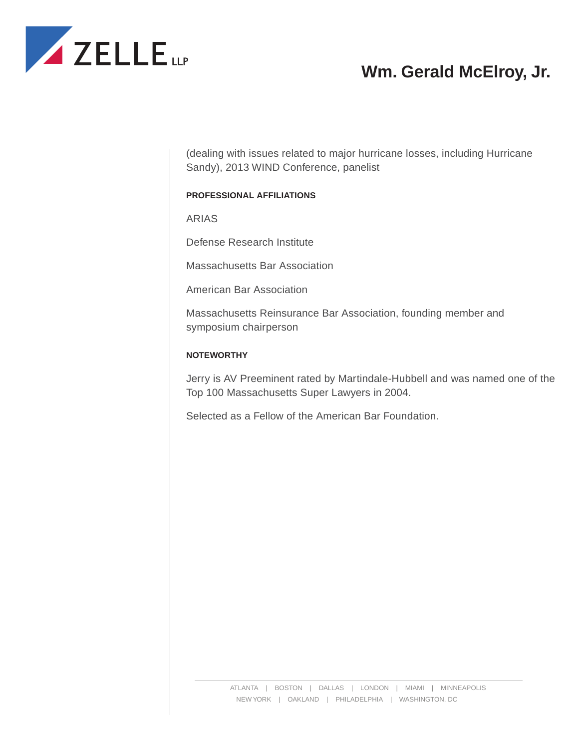(dealing with issues related to major hurricane losses, including Hurricane Sandy), 2013 WIND Conference, panelist

**PROFESSIONAL AFFILIATIONS**

ARIAS

Defense Research Institute

Massachusetts Bar Association

American Bar Association

Massachusetts Reinsurance Bar Association, founding member and symposium chairperson

**NOTEWORTHY**

Jerry is AV Preeminent rated by Martindale-Hubbell and was named one of the Top 100 Massachusetts Super Lawyers in 2004.

Selected as a Fellow of the American Bar Foundation.